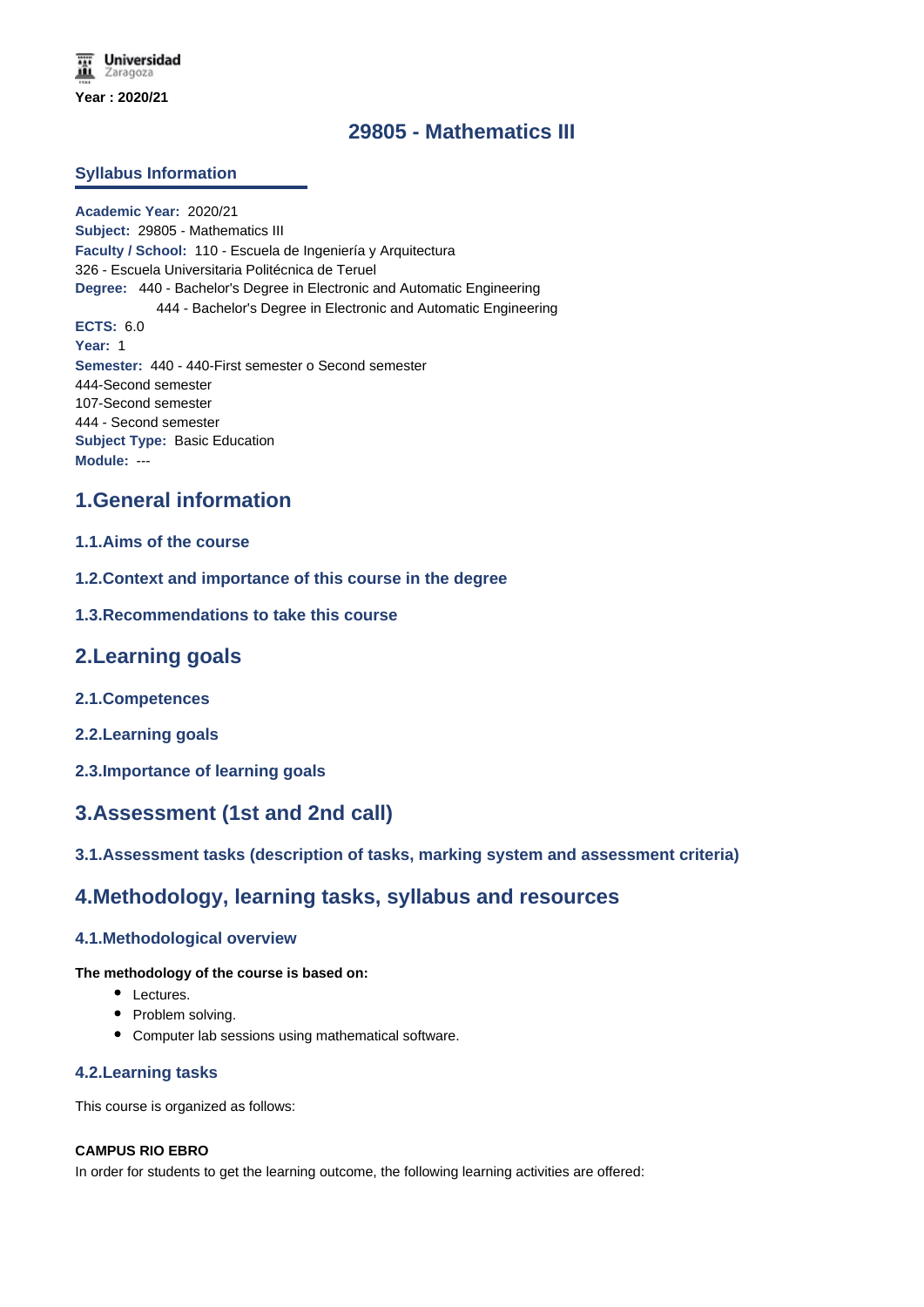Year : 2020/21

# 29805 - Mathematics III

## Syllabus Information

**Academic Year:** 2020/21
**Subject:** 29805 - Mathematics III
**Faculty / School:** 110 - Escuela de Ingeniería y Arquitectura
326 - Escuela Universitaria Politécnica de Teruel
**Degree:** 440 - Bachelor's Degree in Electronic and Automatic Engineering
444 - Bachelor's Degree in Electronic and Automatic Engineering
**ECTS:** 6.0
**Year:** 1
**Semester:** 440 - 440-First semester o Second semester
444-Second semester
107-Second semester
444 - Second semester
**Subject Type:** Basic Education
**Module:** ---

## 1.General information

### 1.1.Aims of the course

### 1.2.Context and importance of this course in the degree

### 1.3.Recommendations to take this course

## 2.Learning goals

### 2.1.Competences

### 2.2.Learning goals

### 2.3.Importance of learning goals

## 3.Assessment (1st and 2nd call)

### 3.1.Assessment tasks (description of tasks, marking system and assessment criteria)

## 4.Methodology, learning tasks, syllabus and resources

### 4.1.Methodological overview

**The methodology of the course is based on:**

- Lectures.
- Problem solving.
- Computer lab sessions using mathematical software.

### 4.2.Learning tasks

This course is organized as follows:

**CAMPUS RIO EBRO**

In order for students to get the learning outcome, the following learning activities are offered: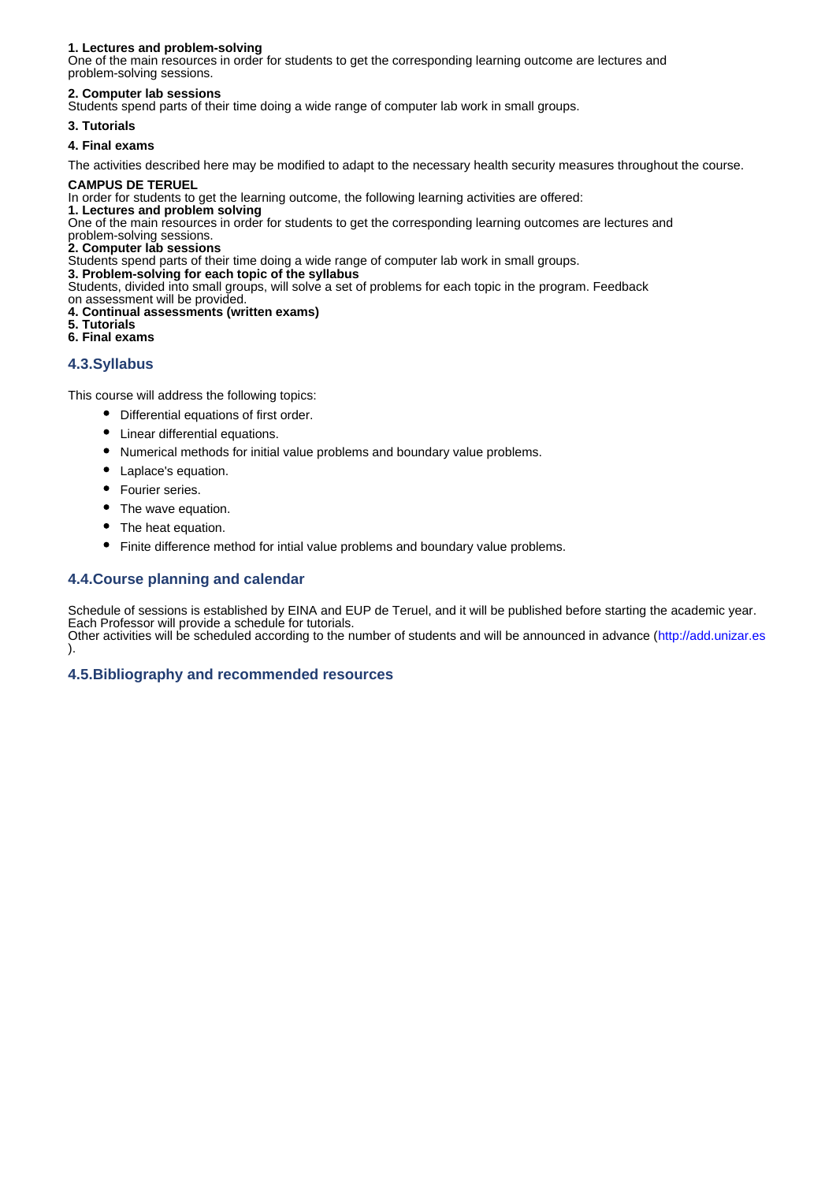**1. Lectures and problem-solving**
One of the main resources in order for students to get the corresponding learning outcome are lectures and problem-solving sessions.

**2. Computer lab sessions**
Students spend parts of their time doing a wide range of computer lab work in small groups.

**3. Tutorials**

**4. Final exams**

The activities described here may be modified to adapt to the necessary health security measures throughout the course.

**CAMPUS DE TERUEL**
In order for students to get the learning outcome, the following learning activities are offered:
**1. Lectures and problem solving**
One of the main resources in order for students to get the corresponding learning outcomes are lectures and problem-solving sessions.
**2. Computer lab sessions**
Students spend parts of their time doing a wide range of computer lab work in small groups.
**3. Problem-solving for each topic of the syllabus**
Students, divided into small groups, will solve a set of problems for each topic in the program. Feedback on assessment will be provided.
**4. Continual assessments (written exams)**
**5. Tutorials**
**6. Final exams**

## 4.3.Syllabus

This course will address the following topics:

- Differential equations of first order.
- Linear differential equations.
- Numerical methods for initial value problems and boundary value problems.
- Laplace's equation.
- Fourier series.
- The wave equation.
- The heat equation.
- Finite difference method for intial value problems and boundary value problems.

## 4.4.Course planning and calendar

Schedule of sessions is established by EINA and EUP de Teruel, and it will be published before starting the academic year.
Each Professor will provide a schedule for tutorials.
Other activities will be scheduled according to the number of students and will be announced in advance (http://add.unizar.es ).

## 4.5.Bibliography and recommended resources